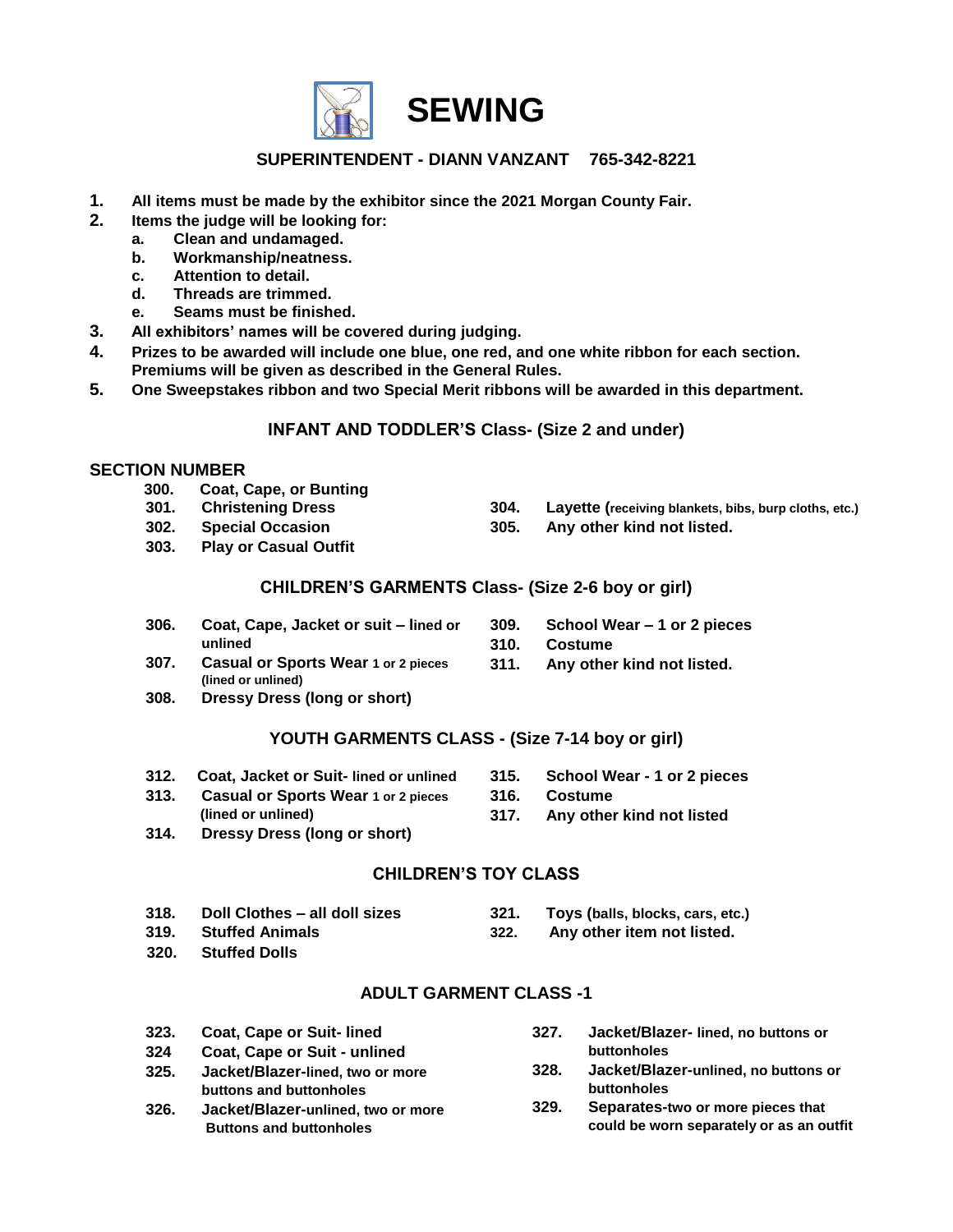# SEWING

**SUPERINTENDENT - DIANN VANZANT 765-342-8221**

1. **All items must be made by the exhibitor since the 2021 Morgan County Fair.**
2. **Items the judge will be looking for:**
   a. **Clean and undamaged.**
   b. **Workmanship/neatness.**
   c. **Attention to detail.**
   d. **Threads are trimmed.**
   e. **Seams must be finished.**
3. **All exhibitors' names will be covered during judging.**
4. **Prizes to be awarded will include one blue, one red, and one white ribbon for each section. Premiums will be given as described in the General Rules.**
5. **One Sweepstakes ribbon and two Special Merit ribbons will be awarded in this department.**

## INFANT AND TODDLER'S Class- (Size 2 and under)

**SECTION NUMBER**

300. **Coat, Cape, or Bunting**
301. **Christening Dress**
302. **Special Occasion**
303. **Play or Casual Outfit**
304. **Layette (receiving blankets, bibs, burp cloths, etc.)**
305. **Any other kind not listed.**

## CHILDREN'S GARMENTS Class- (Size 2-6 boy or girl)

306. **Coat, Cape, Jacket or suit – lined or unlined**
307. **Casual or Sports Wear 1 or 2 pieces (lined or unlined)**
308. **Dressy Dress (long or short)**
309. **School Wear – 1 or 2 pieces**
310. **Costume**
311. **Any other kind not listed.**

## YOUTH GARMENTS CLASS - (Size 7-14 boy or girl)

312. **Coat, Jacket or Suit- lined or unlined**
313. **Casual or Sports Wear 1 or 2 pieces (lined or unlined)**
314. **Dressy Dress (long or short)**
315. **School Wear - 1 or 2 pieces**
316. **Costume**
317. **Any other kind not listed**

## CHILDREN'S TOY CLASS

318. **Doll Clothes – all doll sizes**
319. **Stuffed Animals**
320. **Stuffed Dolls**
321. **Toys (balls, blocks, cars, etc.)**
322. **Any other item not listed.**

## ADULT GARMENT CLASS -1

323. **Coat, Cape or Suit- lined**
324. **Coat, Cape or Suit - unlined**
325. **Jacket/Blazer-lined, two or more buttons and buttonholes**
326. **Jacket/Blazer-unlined, two or more Buttons and buttonholes**
327. **Jacket/Blazer- lined, no buttons or buttonholes**
328. **Jacket/Blazer-unlined, no buttons or buttonholes**
329. **Separates-two or more pieces that could be worn separately or as an outfit**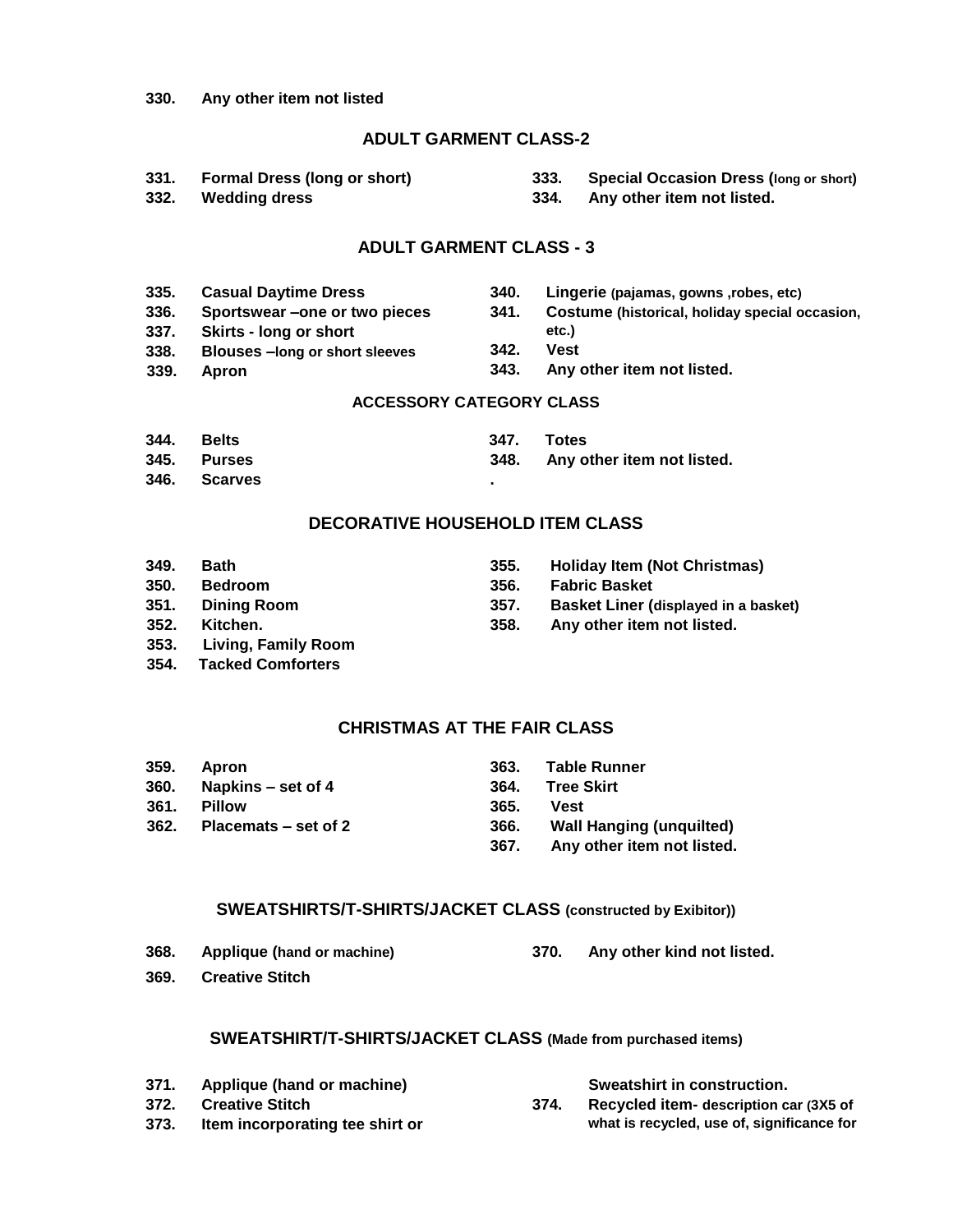330. Any other item not listed

## ADULT GARMENT CLASS-2

331. Formal Dress (long or short)
332. Wedding dress
333. Special Occasion Dress (long or short)
334. Any other item not listed.

## ADULT GARMENT CLASS - 3

335. Casual Daytime Dress
336. Sportswear –one or two pieces
337. Skirts - long or short
338. Blouses –long or short sleeves
339. Apron
340. Lingerie (pajamas, gowns ,robes, etc)
341. Costume (historical, holiday special occasion, etc.)
342. Vest
343. Any other item not listed.

## ACCESSORY CATEGORY CLASS

344. Belts
345. Purses
346. Scarves
347. Totes
348. Any other item not listed.

## DECORATIVE HOUSEHOLD ITEM CLASS

349. Bath
350. Bedroom
351. Dining Room
352. Kitchen.
353. Living, Family Room
354. Tacked Comforters
355. Holiday Item (Not Christmas)
356. Fabric Basket
357. Basket Liner (displayed in a basket)
358. Any other item not listed.

## CHRISTMAS AT THE FAIR CLASS

359. Apron
360. Napkins – set of 4
361. Pillow
362. Placemats – set of 2
363. Table Runner
364. Tree Skirt
365. Vest
366. Wall Hanging (unquilted)
367. Any other item not listed.

## SWEATSHIRTS/T-SHIRTS/JACKET CLASS (constructed by Exibitor))

368. Applique (hand or machine)
369. Creative Stitch
370. Any other kind not listed.

## SWEATSHIRT/T-SHIRTS/JACKET CLASS (Made from purchased items)

371. Applique (hand or machine)
372. Creative Stitch
373. Item incorporating tee shirt or Sweatshirt in construction.
374. Recycled item- description car (3X5 of what is recycled, use of, significance for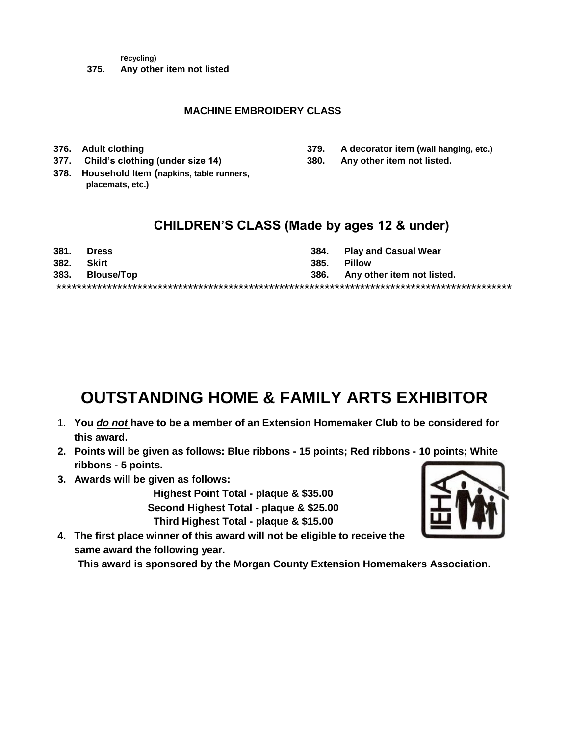recycling)

375. Any other item not listed

### MACHINE EMBROIDERY CLASS

376. Adult clothing
377. Child's clothing (under size 14)
378. Household Item (napkins, table runners, placemats, etc.)
379. A decorator item (wall hanging, etc.)
380. Any other item not listed.

## CHILDREN'S CLASS (Made by ages 12 & under)

381. Dress
382. Skirt
383. Blouse/Top
384. Play and Casual Wear
385. Pillow
386. Any other item not listed.

*******************************************************************************************

# OUTSTANDING HOME & FAMILY ARTS EXHIBITOR

1. **You *do not* have to be a member of an Extension Homemaker Club to be considered for this award.**
2. **Points will be given as follows: Blue ribbons - 15 points; Red ribbons - 10 points; White ribbons - 5 points.**
3. **Awards will be given as follows:**

   **Highest Point Total - plaque & $35.00**

   **Second Highest Total - plaque & $25.00**

   **Third Highest Total - plaque & $15.00**
4. **The first place winner of this award will not be eligible to receive the same award the following year.**

**This award is sponsored by the Morgan County Extension Homemakers Association.**